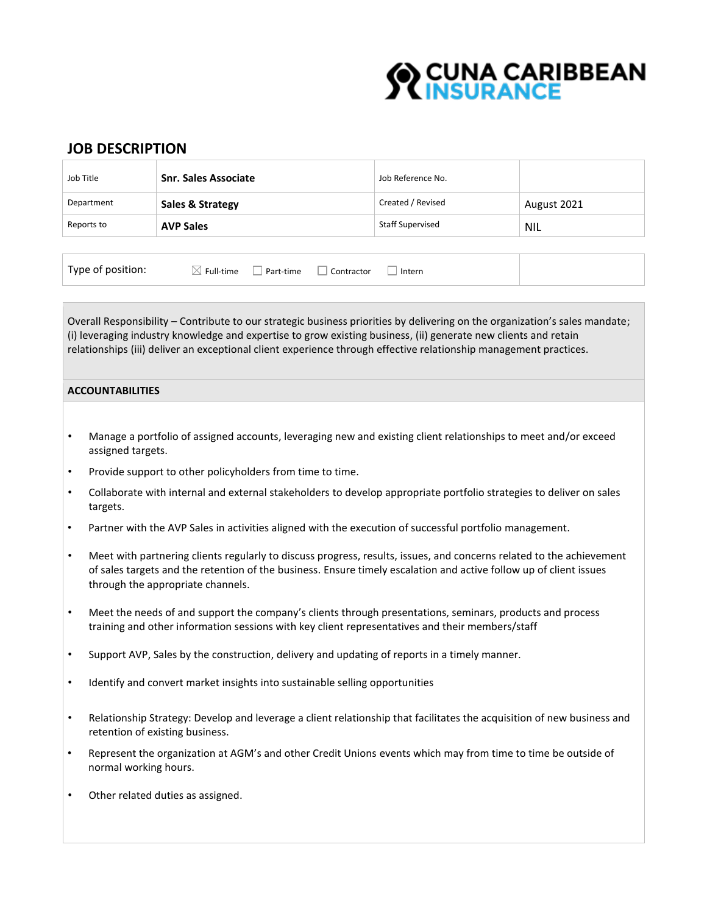CUNA CARIBBEAN INSURANCE

## JOB DESCRIPTION

| Job Title | **Snr. Sales Associate** | Job Reference No. | |
|---|---|---|---|
| Department | **Sales & Strategy** | Created / Revised | August 2021 |
| Reports to | **AVP Sales** | Staff Supervised | NIL |

Type of position: ☒ Full-time ☐ Part-time ☐ Contractor ☐ Intern

Overall Responsibility – Contribute to our strategic business priorities by delivering on the organization's sales mandate; (i) leveraging industry knowledge and expertise to grow existing business, (ii) generate new clients and retain relationships (iii) deliver an exceptional client experience through effective relationship management practices.

### ACCOUNTABILITIES

- Manage a portfolio of assigned accounts, leveraging new and existing client relationships to meet and/or exceed assigned targets.
- Provide support to other policyholders from time to time.
- Collaborate with internal and external stakeholders to develop appropriate portfolio strategies to deliver on sales targets.
- Partner with the AVP Sales in activities aligned with the execution of successful portfolio management.
- Meet with partnering clients regularly to discuss progress, results, issues, and concerns related to the achievement of sales targets and the retention of the business. Ensure timely escalation and active follow up of client issues through the appropriate channels.
- Meet the needs of and support the company's clients through presentations, seminars, products and process training and other information sessions with key client representatives and their members/staff
- Support AVP, Sales by the construction, delivery and updating of reports in a timely manner.
- Identify and convert market insights into sustainable selling opportunities
- Relationship Strategy: Develop and leverage a client relationship that facilitates the acquisition of new business and retention of existing business.
- Represent the organization at AGM's and other Credit Unions events which may from time to time be outside of normal working hours.
- Other related duties as assigned.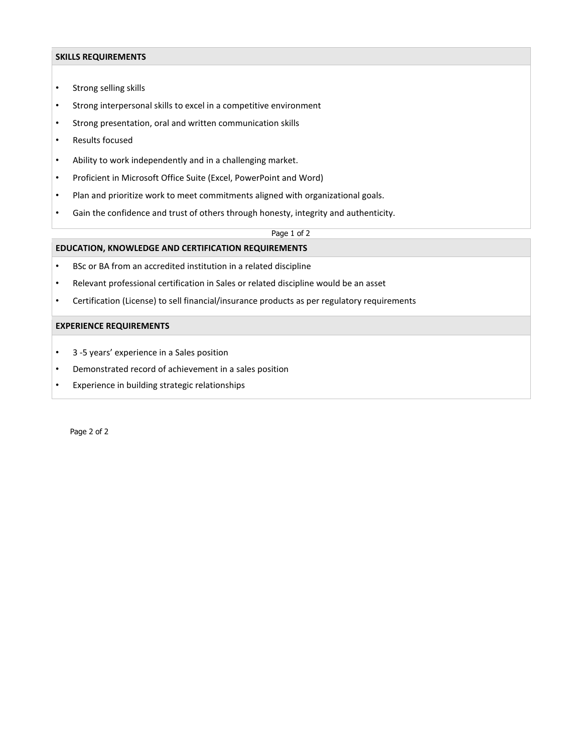## SKILLS REQUIREMENTS

- Strong selling skills
- Strong interpersonal skills to excel in a competitive environment
- Strong presentation, oral and written communication skills
- Results focused
- Ability to work independently and in a challenging market.
- Proficient in Microsoft Office Suite (Excel, PowerPoint and Word)
- Plan and prioritize work to meet commitments aligned with organizational goals.
- Gain the confidence and trust of others through honesty, integrity and authenticity.

## EDUCATION, KNOWLEDGE AND CERTIFICATION REQUIREMENTS

- BSc or BA from an accredited institution in a related discipline
- Relevant professional certification in Sales or related discipline would be an asset
- Certification (License) to sell financial/insurance products as per regulatory requirements

## EXPERIENCE REQUIREMENTS

- 3 -5 years' experience in a Sales position
- Demonstrated record of achievement in a sales position
- Experience in building strategic relationships